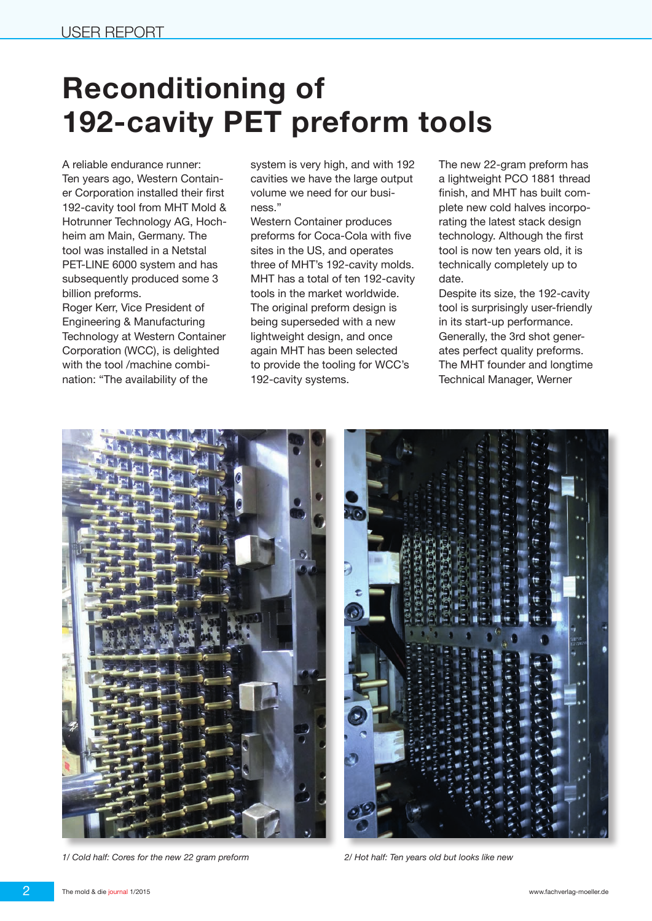# Reconditioning of 192-cavity PET preform tools

A reliable endurance runner: Ten years ago, Western Container Corporation installed their first 192-cavity tool from MHT Mold & Hotrunner Technology AG, Hochheim am Main, Germany. The tool was installed in a Netstal PET-LINE 6000 system and has subsequently produced some 3 billion preforms.

Roger Kerr, Vice President of Engineering & Manufacturing Technology at Western Container Corporation (WCC), is delighted with the tool /machine combination: "The availability of the system is very high, and with 192 cavities we have the large output volume we need for our business."

Western Container produces preforms for Coca-Cola with five sites in the US, and operates three of MHT's 192-cavity molds. MHT has a total of ten 192-cavity tools in the market worldwide. The original preform design is being superseded with a new lightweight design, and once again MHT has been selected to provide the tooling for WCC's 192-cavity systems.

The new 22-gram preform has a lightweight PCO 1881 thread finish, and MHT has built complete new cold halves incorporating the latest stack design technology. Although the first tool is now ten years old, it is technically completely up to date.

Despite its size, the 192-cavity tool is surprisingly user-friendly in its start-up performance. Generally, the 3rd shot generates perfect quality preforms. The MHT founder and longtime Technical Manager, Werner

*1/ Cold half: Cores for the new 22 gram preform*

*2/ Hot half: Ten years old but looks like new*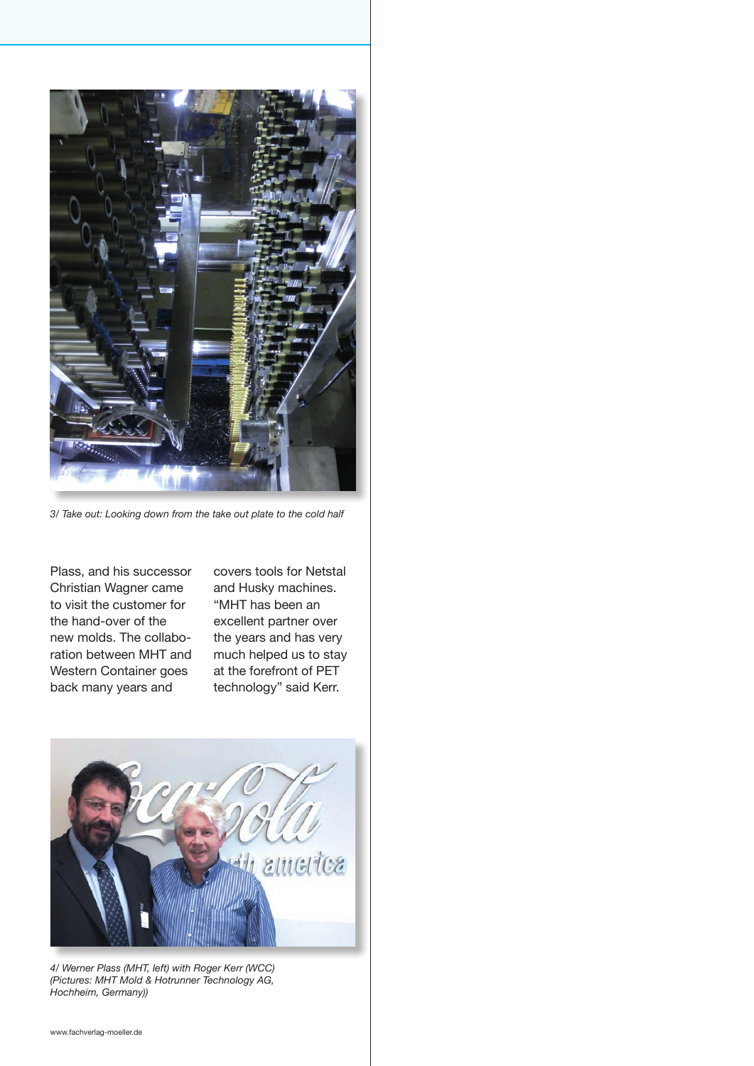3/ Take out: Looking down from the take out plate to the cold half

Plass, and his successor Christian Wagner came to visit the customer for the hand-over of the new molds. The collaboration between MHT and Western Container goes back many years and covers tools for Netstal and Husky machines. "MHT has been an excellent partner over the years and has very much helped us to stay at the forefront of PET technology" said Kerr.

4/ Werner Plass (MHT, left) with Roger Kerr (WCC) (Pictures: MHT Mold & Hotrunner Technology AG, Hochheim, Germany))